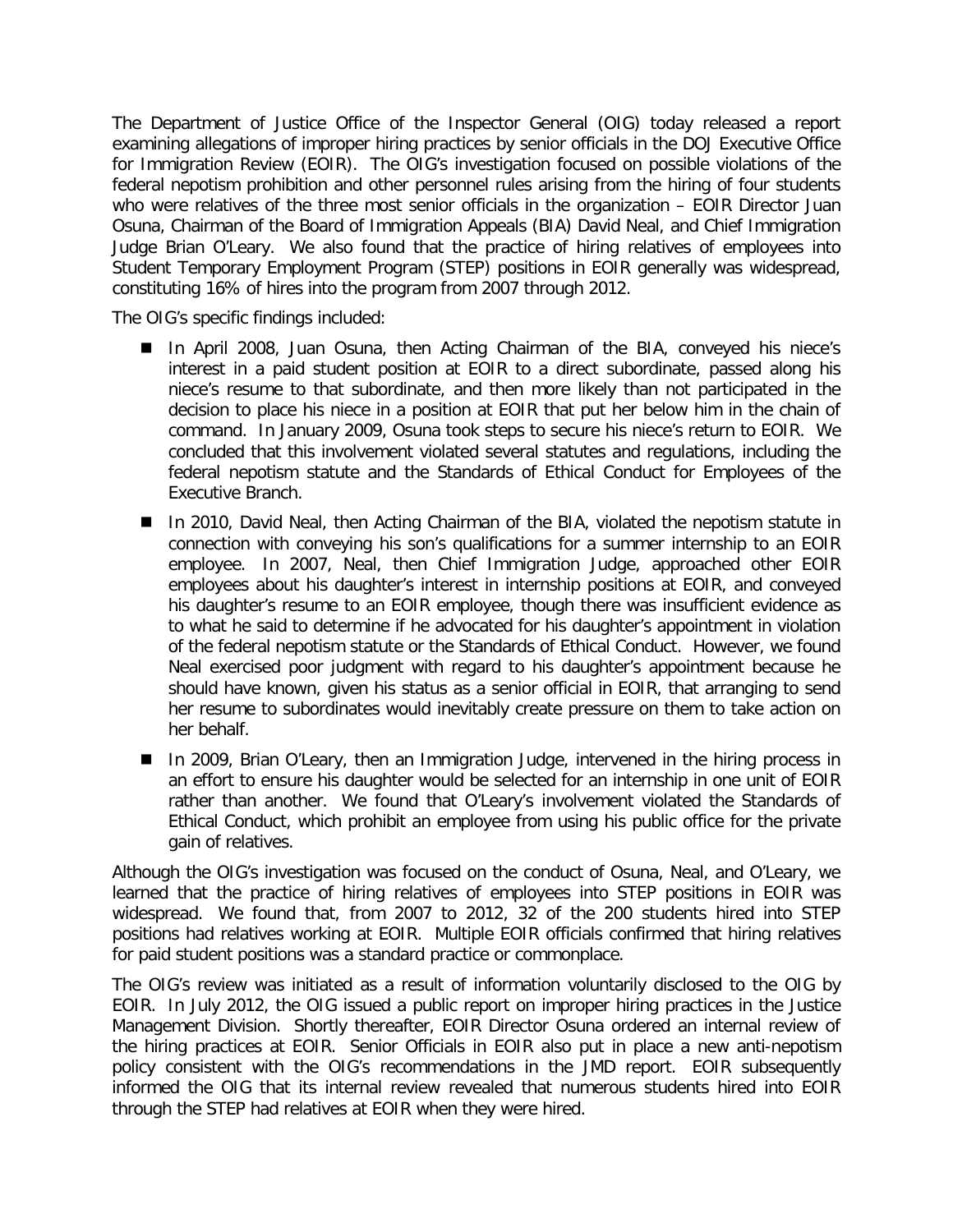The Department of Justice Office of the Inspector General (OIG) today released a report examining allegations of improper hiring practices by senior officials in the DOJ Executive Office for Immigration Review (EOIR). The OIG's investigation focused on possible violations of the federal nepotism prohibition and other personnel rules arising from the hiring of four students who were relatives of the three most senior officials in the organization – EOIR Director Juan Osuna, Chairman of the Board of Immigration Appeals (BIA) David Neal, and Chief Immigration Judge Brian O'Leary. We also found that the practice of hiring relatives of employees into Student Temporary Employment Program (STEP) positions in EOIR generally was widespread, constituting 16% of hires into the program from 2007 through 2012.

The OIG's specific findings included:

- In April 2008, Juan Osuna, then Acting Chairman of the BIA, conveyed his niece's interest in a paid student position at EOIR to a direct subordinate, passed along his niece's resume to that subordinate, and then more likely than not participated in the decision to place his niece in a position at EOIR that put her below him in the chain of command. In January 2009, Osuna took steps to secure his niece's return to EOIR. We concluded that this involvement violated several statutes and regulations, including the federal nepotism statute and the Standards of Ethical Conduct for Employees of the Executive Branch.
- In 2010, David Neal, then Acting Chairman of the BIA, violated the nepotism statute in connection with conveying his son's qualifications for a summer internship to an EOIR employee. In 2007, Neal, then Chief Immigration Judge, approached other EOIR employees about his daughter's interest in internship positions at EOIR, and conveyed his daughter's resume to an EOIR employee, though there was insufficient evidence as to what he said to determine if he advocated for his daughter's appointment in violation of the federal nepotism statute or the Standards of Ethical Conduct. However, we found Neal exercised poor judgment with regard to his daughter's appointment because he should have known, given his status as a senior official in EOIR, that arranging to send her resume to subordinates would inevitably create pressure on them to take action on her behalf.
- In 2009, Brian O'Leary, then an Immigration Judge, intervened in the hiring process in an effort to ensure his daughter would be selected for an internship in one unit of EOIR rather than another. We found that O'Leary's involvement violated the Standards of Ethical Conduct, which prohibit an employee from using his public office for the private gain of relatives.

Although the OIG's investigation was focused on the conduct of Osuna, Neal, and O'Leary, we learned that the practice of hiring relatives of employees into STEP positions in EOIR was widespread. We found that, from 2007 to 2012, 32 of the 200 students hired into STEP positions had relatives working at EOIR. Multiple EOIR officials confirmed that hiring relatives for paid student positions was a standard practice or commonplace.

The OIG's review was initiated as a result of information voluntarily disclosed to the OIG by EOIR. In July 2012, the OIG issued a public report on improper hiring practices in the Justice Management Division. Shortly thereafter, EOIR Director Osuna ordered an internal review of the hiring practices at EOIR. Senior Officials in EOIR also put in place a new anti-nepotism policy consistent with the OIG's recommendations in the JMD report. EOIR subsequently informed the OIG that its internal review revealed that numerous students hired into EOIR through the STEP had relatives at EOIR when they were hired.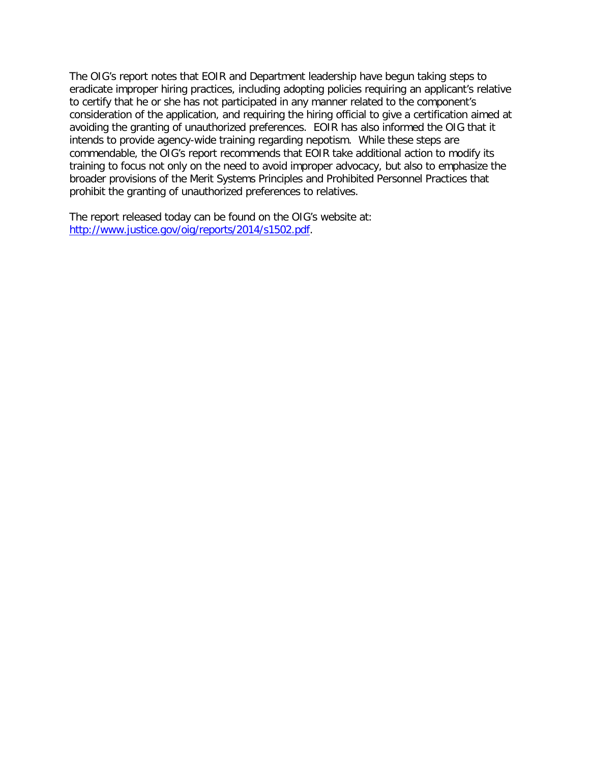The OIG's report notes that EOIR and Department leadership have begun taking steps to eradicate improper hiring practices, including adopting policies requiring an applicant's relative to certify that he or she has not participated in any manner related to the component's consideration of the application, and requiring the hiring official to give a certification aimed at avoiding the granting of unauthorized preferences. EOIR has also informed the OIG that it intends to provide agency-wide training regarding nepotism. While these steps are commendable, the OIG's report recommends that EOIR take additional action to modify its training to focus not only on the need to avoid improper advocacy, but also to emphasize the broader provisions of the Merit Systems Principles and Prohibited Personnel Practices that prohibit the granting of unauthorized preferences to relatives.

The report released today can be found on the OIG's website at: [http://www.justice.gov/oig/reports/2014/s1502.pdf](http://www.justice.gov/oig/reports/2014/s1502.pdf).